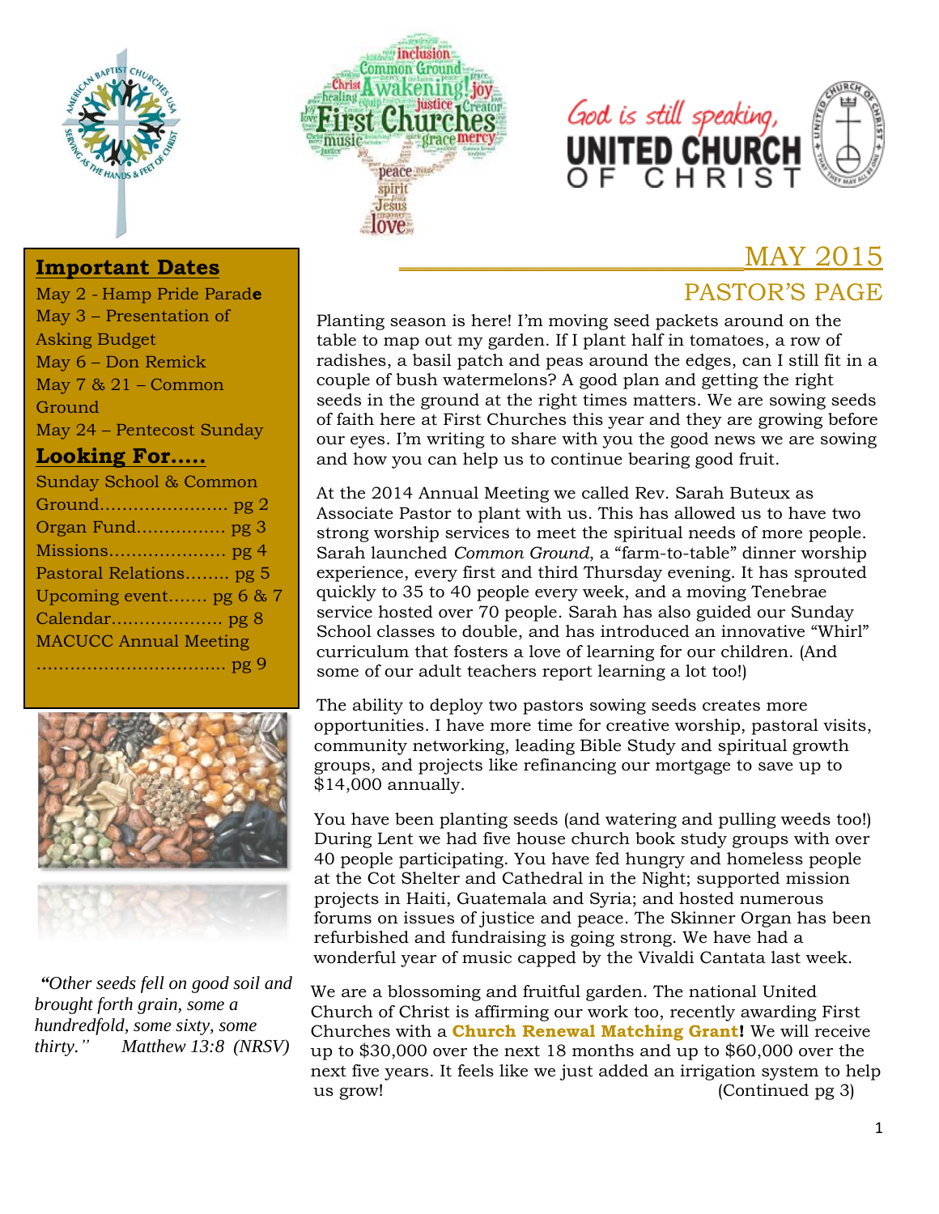## Important Dates

May 2 - Hamp Pride Parade
May 3 – Presentation of Asking Budget
May 6 – Don Remick
May 7 & 21 – Common Ground
May 24 – Pentecost Sunday

## Looking For…..

Sunday School & Common Ground…………………… pg 2
Organ Fund……………. pg 3
Missions………………… pg 4
Pastoral Relations…….. pg 5
Upcoming event……. pg 6 & 7
Calendar……………….. pg 8
MACUCC Annual Meeting ……………………………. pg 9

*"Other seeds fell on good soil and brought forth grain, some a hundredfold, some sixty, some thirty."* *Matthew 13:8 (NRSV)*

# MAY 2015

## PASTOR'S PAGE

Planting season is here! I'm moving seed packets around on the table to map out my garden. If I plant half in tomatoes, a row of radishes, a basil patch and peas around the edges, can I still fit in a couple of bush watermelons? A good plan and getting the right seeds in the ground at the right times matters. We are sowing seeds of faith here at First Churches this year and they are growing before our eyes. I'm writing to share with you the good news we are sowing and how you can help us to continue bearing good fruit.

At the 2014 Annual Meeting we called Rev. Sarah Buteux as Associate Pastor to plant with us. This has allowed us to have two strong worship services to meet the spiritual needs of more people. Sarah launched *Common Ground*, a "farm-to-table" dinner worship experience, every first and third Thursday evening. It has sprouted quickly to 35 to 40 people every week, and a moving Tenebrae service hosted over 70 people. Sarah has also guided our Sunday School classes to double, and has introduced an innovative "Whirl" curriculum that fosters a love of learning for our children. (And some of our adult teachers report learning a lot too!)

The ability to deploy two pastors sowing seeds creates more opportunities. I have more time for creative worship, pastoral visits, community networking, leading Bible Study and spiritual growth groups, and projects like refinancing our mortgage to save up to $14,000 annually.

You have been planting seeds (and watering and pulling weeds too!) During Lent we had five house church book study groups with over 40 people participating. You have fed hungry and homeless people at the Cot Shelter and Cathedral in the Night; supported mission projects in Haiti, Guatemala and Syria; and hosted numerous forums on issues of justice and peace. The Skinner Organ has been refurbished and fundraising is going strong. We have had a wonderful year of music capped by the Vivaldi Cantata last week.

We are a blossoming and fruitful garden. The national United Church of Christ is affirming our work too, recently awarding First Churches with a **Church Renewal Matching Grant!** We will receive up to $30,000 over the next 18 months and up to $60,000 over the next five years. It feels like we just added an irrigation system to help us grow! (Continued pg 3)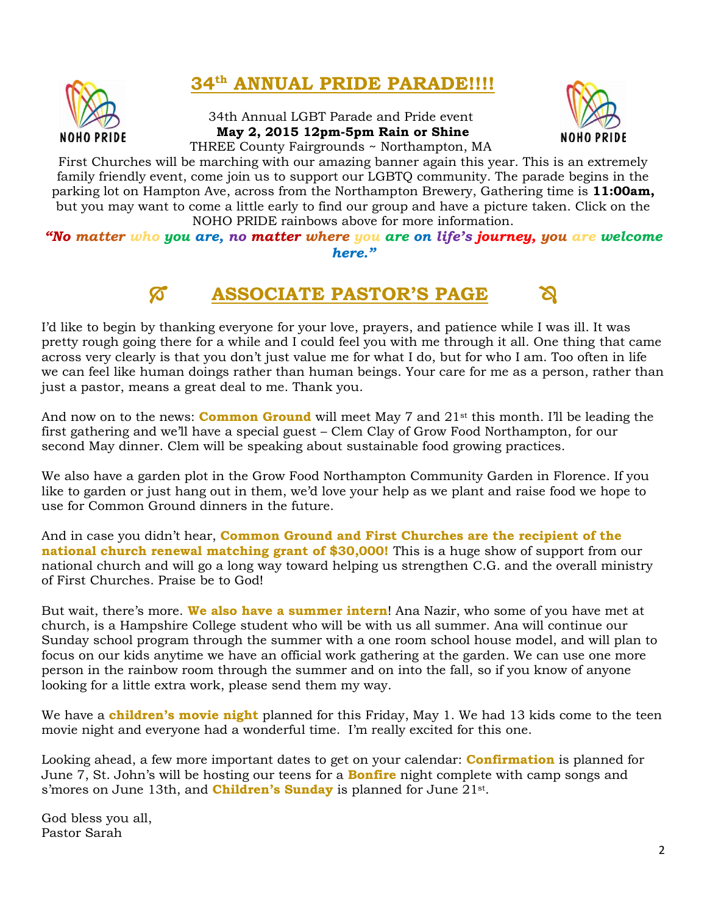NOHO PRIDE

## 34th ANNUAL PRIDE PARADE!!!!

NOHO PRIDE

34th Annual LGBT Parade and Pride event
**May 2, 2015 12pm-5pm Rain or Shine**
THREE County Fairgrounds ~ Northampton, MA

First Churches will be marching with our amazing banner again this year. This is an extremely family friendly event, come join us to support our LGBTQ community. The parade begins in the parking lot on Hampton Ave, across from the Northampton Brewery, Gathering time is **11:00am,** but you may want to come a little early to find our group and have a picture taken. Click on the NOHO PRIDE rainbows above for more information.

***"No matter who you are, no matter where you are on life's journey, you are welcome here."***

## ASSOCIATE PASTOR'S PAGE

I'd like to begin by thanking everyone for your love, prayers, and patience while I was ill. It was pretty rough going there for a while and I could feel you with me through it all. One thing that came across very clearly is that you don't just value me for what I do, but for who I am. Too often in life we can feel like human doings rather than human beings. Your care for me as a person, rather than just a pastor, means a great deal to me. Thank you.

And now on to the news: **Common Ground** will meet May 7 and 21st this month. I'll be leading the first gathering and we'll have a special guest – Clem Clay of Grow Food Northampton, for our second May dinner. Clem will be speaking about sustainable food growing practices.

We also have a garden plot in the Grow Food Northampton Community Garden in Florence. If you like to garden or just hang out in them, we'd love your help as we plant and raise food we hope to use for Common Ground dinners in the future.

And in case you didn't hear, **Common Ground and First Churches are the recipient of the national church renewal matching grant of $30,000!** This is a huge show of support from our national church and will go a long way toward helping us strengthen C.G. and the overall ministry of First Churches. Praise be to God!

But wait, there's more. **We also have a summer intern**! Ana Nazir, who some of you have met at church, is a Hampshire College student who will be with us all summer. Ana will continue our Sunday school program through the summer with a one room school house model, and will plan to focus on our kids anytime we have an official work gathering at the garden. We can use one more person in the rainbow room through the summer and on into the fall, so if you know of anyone looking for a little extra work, please send them my way.

We have a **children's movie night** planned for this Friday, May 1. We had 13 kids come to the teen movie night and everyone had a wonderful time. I'm really excited for this one.

Looking ahead, a few more important dates to get on your calendar: **Confirmation** is planned for June 7, St. John's will be hosting our teens for a **Bonfire** night complete with camp songs and s'mores on June 13th, and **Children's Sunday** is planned for June 21st.

God bless you all,
Pastor Sarah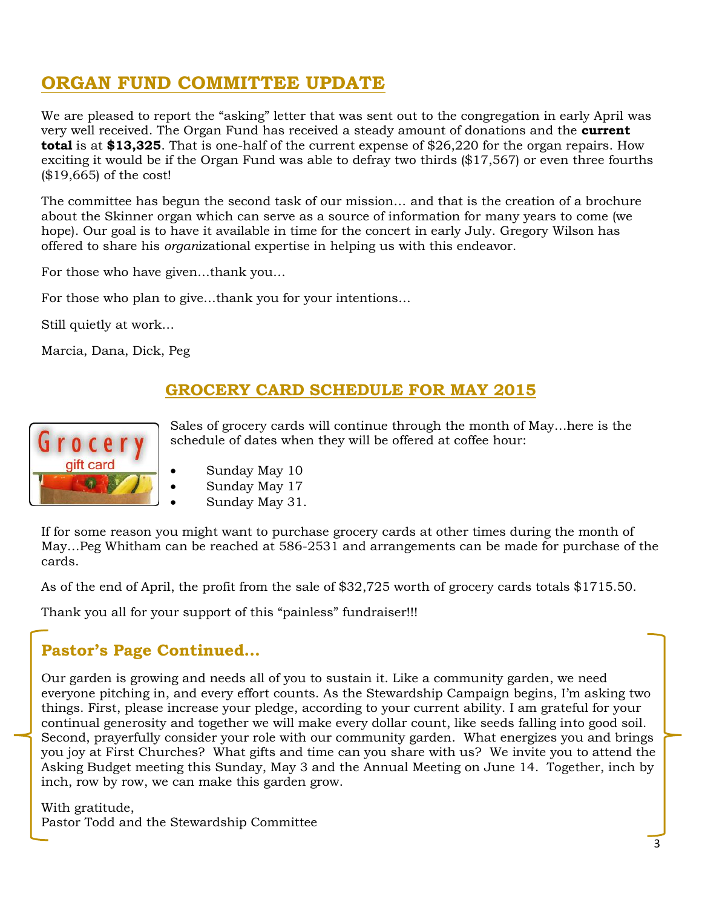## ORGAN FUND COMMITTEE UPDATE

We are pleased to report the "asking" letter that was sent out to the congregation in early April was very well received. The Organ Fund has received a steady amount of donations and the **current total** is at **$13,325**. That is one-half of the current expense of $26,220 for the organ repairs. How exciting it would be if the Organ Fund was able to defray two thirds ($17,567) or even three fourths ($19,665) of the cost!

The committee has begun the second task of our mission… and that is the creation of a brochure about the Skinner organ which can serve as a source of information for many years to come (we hope). Our goal is to have it available in time for the concert in early July. Gregory Wilson has offered to share his *organ*izational expertise in helping us with this endeavor.

For those who have given…thank you…

For those who plan to give…thank you for your intentions…

Still quietly at work…

Marcia, Dana, Dick, Peg

## GROCERY CARD SCHEDULE FOR MAY 2015

Sales of grocery cards will continue through the month of May…here is the schedule of dates when they will be offered at coffee hour:

- Sunday May 10
- Sunday May 17
- Sunday May 31.

If for some reason you might want to purchase grocery cards at other times during the month of May…Peg Whitham can be reached at 586-2531 and arrangements can be made for purchase of the cards.

As of the end of April, the profit from the sale of $32,725 worth of grocery cards totals $1715.50.

Thank you all for your support of this "painless" fundraiser!!!

### Pastor's Page Continued…

Our garden is growing and needs all of you to sustain it. Like a community garden, we need everyone pitching in, and every effort counts. As the Stewardship Campaign begins, I'm asking two things. First, please increase your pledge, according to your current ability. I am grateful for your continual generosity and together we will make every dollar count, like seeds falling into good soil. Second, prayerfully consider your role with our community garden. What energizes you and brings you joy at First Churches? What gifts and time can you share with us? We invite you to attend the Asking Budget meeting this Sunday, May 3 and the Annual Meeting on June 14. Together, inch by inch, row by row, we can make this garden grow.

With gratitude,
Pastor Todd and the Stewardship Committee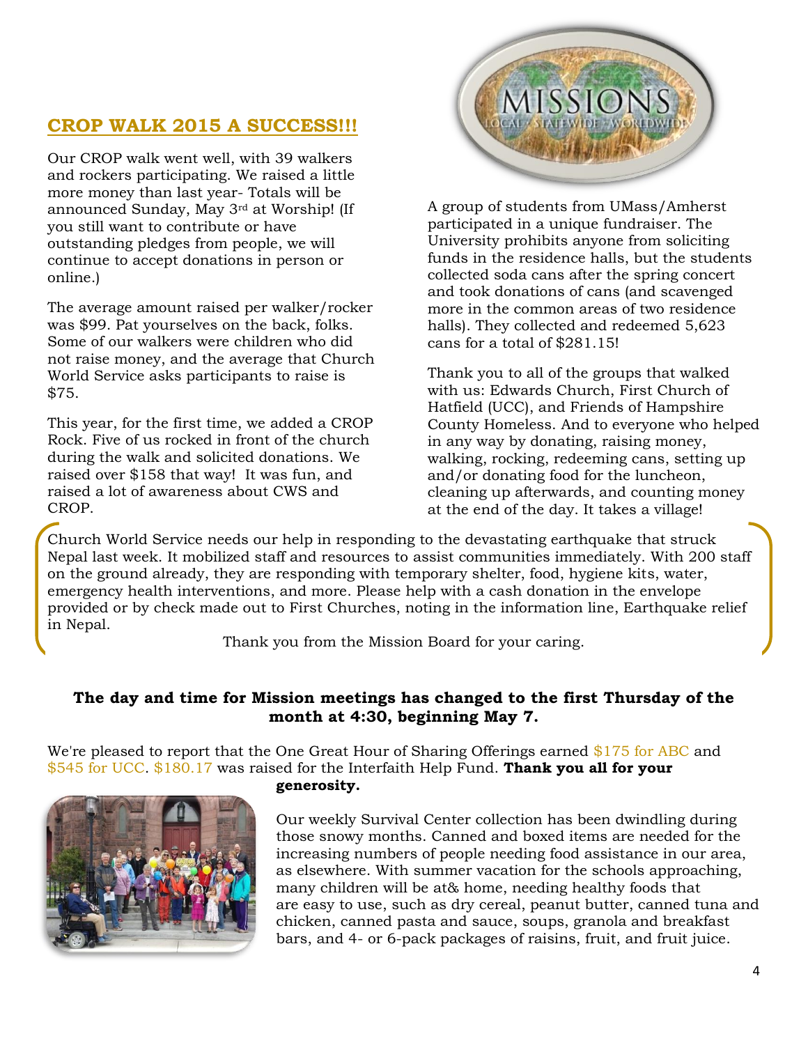## CROP WALK 2015 A SUCCESS!!!

Our CROP walk went well, with 39 walkers and rockers participating. We raised a little more money than last year- Totals will be announced Sunday, May 3rd at Worship! (If you still want to contribute or have outstanding pledges from people, we will continue to accept donations in person or online.)

The average amount raised per walker/rocker was $99. Pat yourselves on the back, folks. Some of our walkers were children who did not raise money, and the average that Church World Service asks participants to raise is $75.

This year, for the first time, we added a CROP Rock. Five of us rocked in front of the church during the walk and solicited donations. We raised over $158 that way! It was fun, and raised a lot of awareness about CWS and CROP.

A group of students from UMass/Amherst participated in a unique fundraiser. The University prohibits anyone from soliciting funds in the residence halls, but the students collected soda cans after the spring concert and took donations of cans (and scavenged more in the common areas of two residence halls). They collected and redeemed 5,623 cans for a total of $281.15!

Thank you to all of the groups that walked with us: Edwards Church, First Church of Hatfield (UCC), and Friends of Hampshire County Homeless. And to everyone who helped in any way by donating, raising money, walking, rocking, redeeming cans, setting up and/or donating food for the luncheon, cleaning up afterwards, and counting money at the end of the day. It takes a village!

Church World Service needs our help in responding to the devastating earthquake that struck Nepal last week. It mobilized staff and resources to assist communities immediately. With 200 staff on the ground already, they are responding with temporary shelter, food, hygiene kits, water, emergency health interventions, and more. Please help with a cash donation in the envelope provided or by check made out to First Churches, noting in the information line, Earthquake relief in Nepal.

Thank you from the Mission Board for your caring.

**The day and time for Mission meetings has changed to the first Thursday of the month at 4:30, beginning May 7.**

We're pleased to report that the One Great Hour of Sharing Offerings earned $175 for ABC and $545 for UCC. $180.17 was raised for the Interfaith Help Fund. **Thank you all for your generosity.**

Our weekly Survival Center collection has been dwindling during those snowy months. Canned and boxed items are needed for the increasing numbers of people needing food assistance in our area, as elsewhere. With summer vacation for the schools approaching, many children will be at& home, needing healthy foods that are easy to use, such as dry cereal, peanut butter, canned tuna and chicken, canned pasta and sauce, soups, granola and breakfast bars, and 4- or 6-pack packages of raisins, fruit, and fruit juice.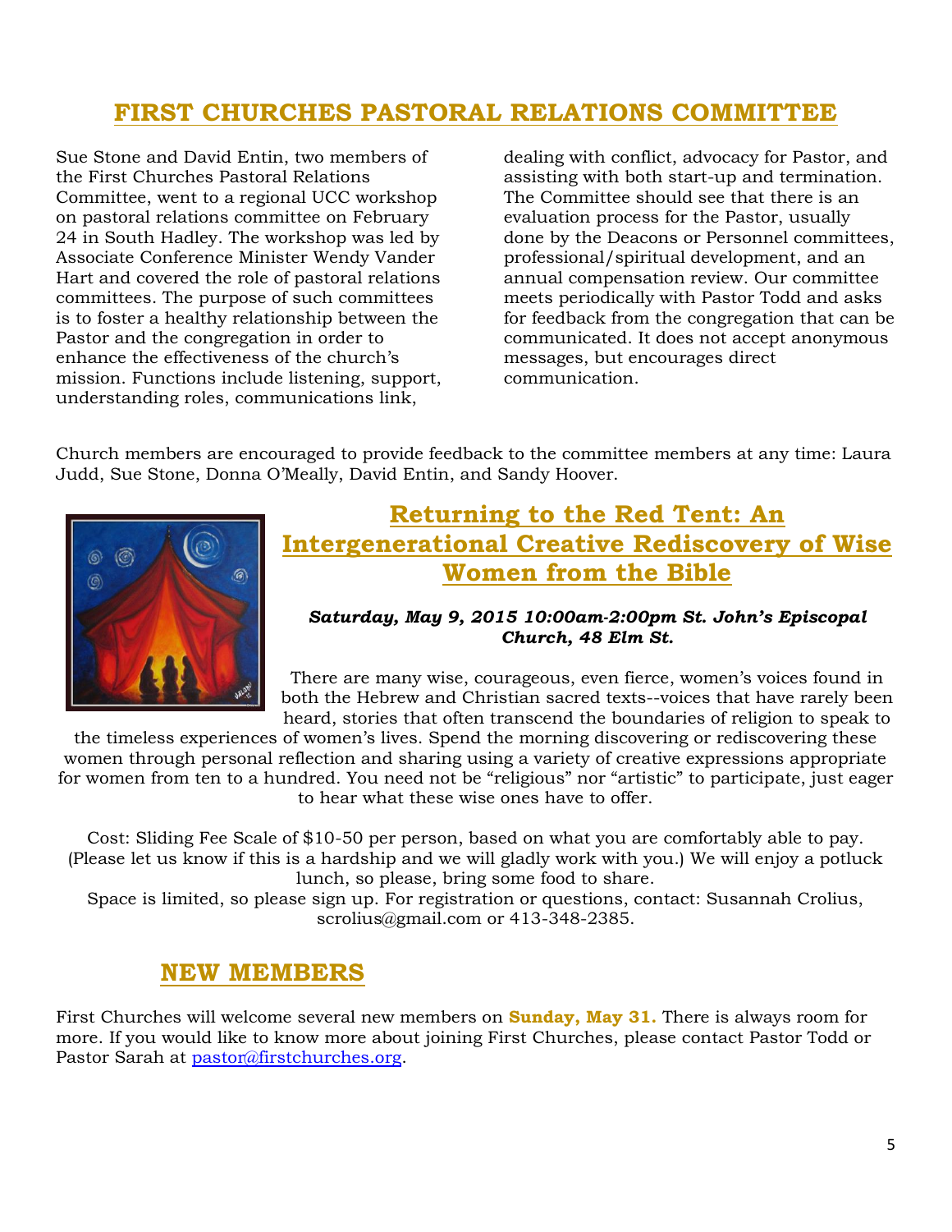## FIRST CHURCHES PASTORAL RELATIONS COMMITTEE

Sue Stone and David Entin, two members of the First Churches Pastoral Relations Committee, went to a regional UCC workshop on pastoral relations committee on February 24 in South Hadley. The workshop was led by Associate Conference Minister Wendy Vander Hart and covered the role of pastoral relations committees. The purpose of such committees is to foster a healthy relationship between the Pastor and the congregation in order to enhance the effectiveness of the church's mission. Functions include listening, support, understanding roles, communications link, dealing with conflict, advocacy for Pastor, and assisting with both start-up and termination. The Committee should see that there is an evaluation process for the Pastor, usually done by the Deacons or Personnel committees, professional/spiritual development, and an annual compensation review. Our committee meets periodically with Pastor Todd and asks for feedback from the congregation that can be communicated. It does not accept anonymous messages, but encourages direct communication.

Church members are encouraged to provide feedback to the committee members at any time: Laura Judd, Sue Stone, Donna O'Meally, David Entin, and Sandy Hoover.

## Returning to the Red Tent: An Intergenerational Creative Rediscovery of Wise Women from the Bible

***Saturday, May 9, 2015 10:00am-2:00pm St. John's Episcopal Church, 48 Elm St.***

There are many wise, courageous, even fierce, women's voices found in both the Hebrew and Christian sacred texts--voices that have rarely been heard, stories that often transcend the boundaries of religion to speak to the timeless experiences of women's lives. Spend the morning discovering or rediscovering these women through personal reflection and sharing using a variety of creative expressions appropriate for women from ten to a hundred. You need not be "religious" nor "artistic" to participate, just eager to hear what these wise ones have to offer.

Cost: Sliding Fee Scale of $10-50 per person, based on what you are comfortably able to pay. (Please let us know if this is a hardship and we will gladly work with you.) We will enjoy a potluck lunch, so please, bring some food to share.

Space is limited, so please sign up. For registration or questions, contact: Susannah Crolius, scrolius@gmail.com or 413-348-2385.

## NEW MEMBERS

First Churches will welcome several new members on **Sunday, May 31.** There is always room for more. If you would like to know more about joining First Churches, please contact Pastor Todd or Pastor Sarah at pastor@firstchurches.org.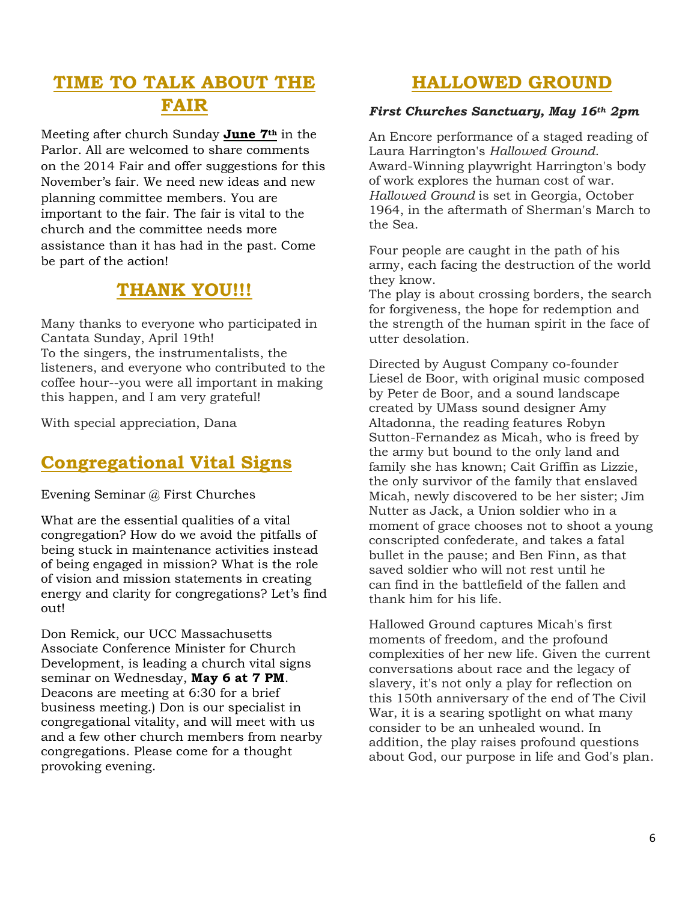## TIME TO TALK ABOUT THE FAIR

Meeting after church Sunday **June 7th** in the Parlor. All are welcomed to share comments on the 2014 Fair and offer suggestions for this November's fair. We need new ideas and new planning committee members. You are important to the fair. The fair is vital to the church and the committee needs more assistance than it has had in the past. Come be part of the action!

## THANK YOU!!!

Many thanks to everyone who participated in Cantata Sunday, April 19th!
To the singers, the instrumentalists, the listeners, and everyone who contributed to the coffee hour--you were all important in making this happen, and I am very grateful!

With special appreciation, Dana

## Congregational Vital Signs

Evening Seminar @ First Churches

What are the essential qualities of a vital congregation? How do we avoid the pitfalls of being stuck in maintenance activities instead of being engaged in mission? What is the role of vision and mission statements in creating energy and clarity for congregations? Let's find out!

Don Remick, our UCC Massachusetts Associate Conference Minister for Church Development, is leading a church vital signs seminar on Wednesday, **May 6 at 7 PM**. Deacons are meeting at 6:30 for a brief business meeting.) Don is our specialist in congregational vitality, and will meet with us and a few other church members from nearby congregations. Please come for a thought provoking evening.

## HALLOWED GROUND

***First Churches Sanctuary, May 16th 2pm***

An Encore performance of a staged reading of Laura Harrington's *Hallowed Ground*. Award-Winning playwright Harrington's body of work explores the human cost of war. *Hallowed Ground* is set in Georgia, October 1964, in the aftermath of Sherman's March to the Sea.

Four people are caught in the path of his army, each facing the destruction of the world they know.
The play is about crossing borders, the search for forgiveness, the hope for redemption and the strength of the human spirit in the face of utter desolation.

Directed by August Company co-founder Liesel de Boor, with original music composed by Peter de Boor, and a sound landscape created by UMass sound designer Amy Altadonna, the reading features Robyn Sutton-Fernandez as Micah, who is freed by the army but bound to the only land and family she has known; Cait Griffin as Lizzie, the only survivor of the family that enslaved Micah, newly discovered to be her sister; Jim Nutter as Jack, a Union soldier who in a moment of grace chooses not to shoot a young conscripted confederate, and takes a fatal bullet in the pause; and Ben Finn, as that saved soldier who will not rest until he can find in the battlefield of the fallen and thank him for his life.

Hallowed Ground captures Micah's first moments of freedom, and the profound complexities of her new life. Given the current conversations about race and the legacy of slavery, it's not only a play for reflection on this 150th anniversary of the end of The Civil War, it is a searing spotlight on what many consider to be an unhealed wound. In addition, the play raises profound questions about God, our purpose in life and God's plan.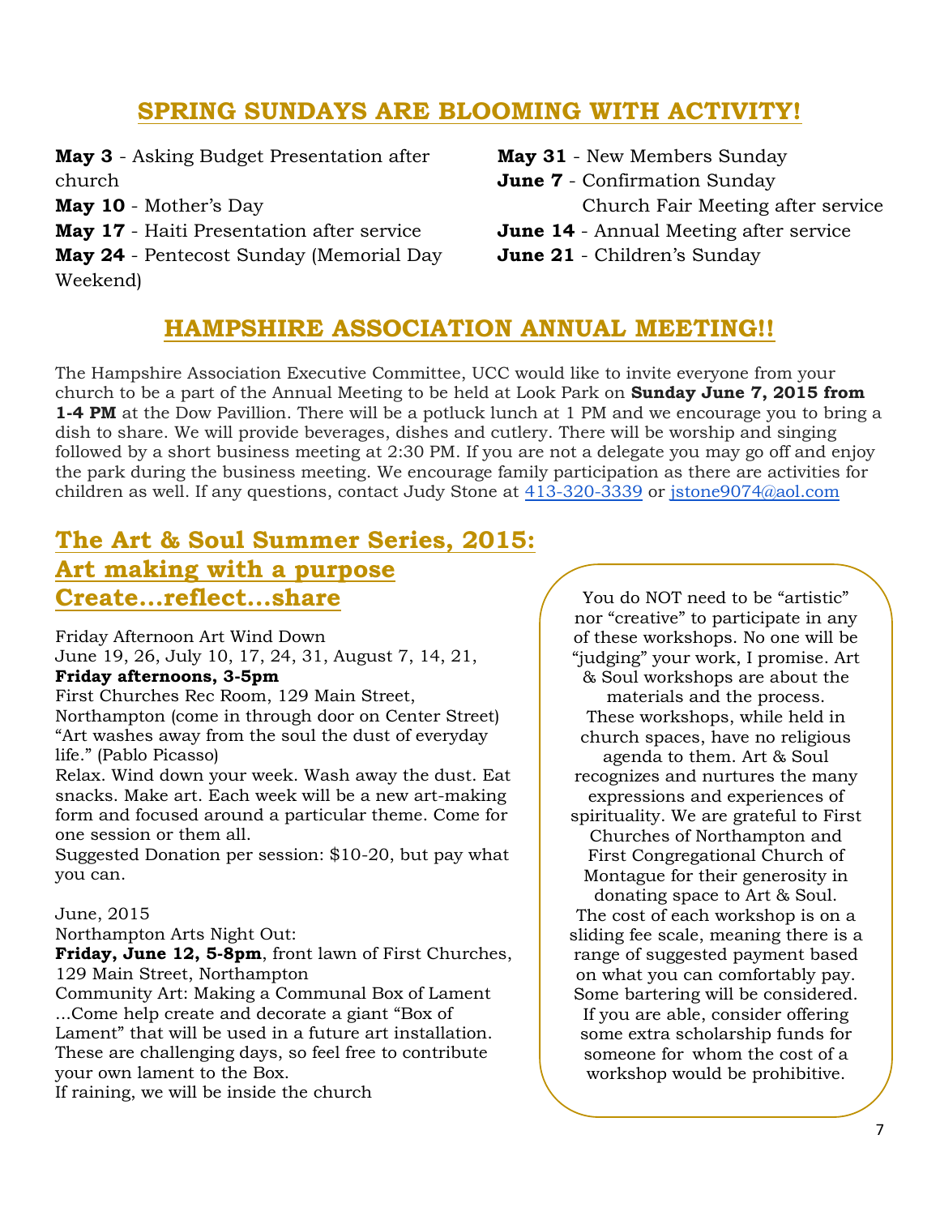## SPRING SUNDAYS ARE BLOOMING WITH ACTIVITY!

**May 3** - Asking Budget Presentation after church
**May 10** - Mother's Day
**May 17** - Haiti Presentation after service
**May 24** - Pentecost Sunday (Memorial Day Weekend)
**May 31** - New Members Sunday
**June 7** - Confirmation Sunday
Church Fair Meeting after service
**June 14** - Annual Meeting after service
**June 21** - Children's Sunday

## HAMPSHIRE ASSOCIATION ANNUAL MEETING!!

The Hampshire Association Executive Committee, UCC would like to invite everyone from your church to be a part of the Annual Meeting to be held at Look Park on **Sunday June 7, 2015 from 1-4 PM** at the Dow Pavillion. There will be a potluck lunch at 1 PM and we encourage you to bring a dish to share. We will provide beverages, dishes and cutlery. There will be worship and singing followed by a short business meeting at 2:30 PM. If you are not a delegate you may go off and enjoy the park during the business meeting. We encourage family participation as there are activities for children as well. If any questions, contact Judy Stone at 413-320-3339 or jstone9074@aol.com

## The Art & Soul Summer Series, 2015: Art making with a purpose Create…reflect…share

Friday Afternoon Art Wind Down
June 19, 26, July 10, 17, 24, 31, August 7, 14, 21,
**Friday afternoons, 3-5pm**
First Churches Rec Room, 129 Main Street, Northampton (come in through door on Center Street)
"Art washes away from the soul the dust of everyday life." (Pablo Picasso)
Relax. Wind down your week. Wash away the dust. Eat snacks. Make art. Each week will be a new art-making form and focused around a particular theme. Come for one session or them all.
Suggested Donation per session: $10-20, but pay what you can.

June, 2015
Northampton Arts Night Out:
**Friday, June 12, 5-8pm**, front lawn of First Churches, 129 Main Street, Northampton
Community Art: Making a Communal Box of Lament
…Come help create and decorate a giant "Box of Lament" that will be used in a future art installation. These are challenging days, so feel free to contribute your own lament to the Box.
If raining, we will be inside the church

You do NOT need to be "artistic" nor "creative" to participate in any of these workshops. No one will be "judging" your work, I promise. Art & Soul workshops are about the materials and the process. These workshops, while held in church spaces, have no religious agenda to them. Art & Soul recognizes and nurtures the many expressions and experiences of spirituality. We are grateful to First Churches of Northampton and First Congregational Church of Montague for their generosity in donating space to Art & Soul. The cost of each workshop is on a sliding fee scale, meaning there is a range of suggested payment based on what you can comfortably pay. Some bartering will be considered. If you are able, consider offering some extra scholarship funds for someone for whom the cost of a workshop would be prohibitive.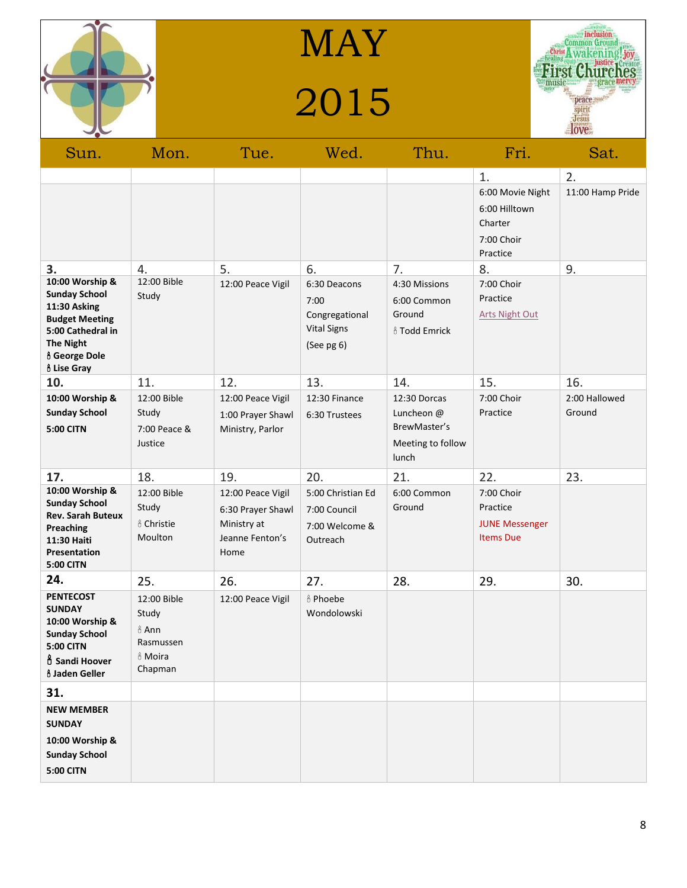# MAY 2015

| Sun. | Mon. | Tue. | Wed. | Thu. | Fri. | Sat. |
|---|---|---|---|---|---|---|
| | | | | | 1.<br>6:00 Movie Night<br>6:00 Hilltown Charter<br>7:00 Choir Practice | 2.<br>11:00 Hamp Pride |
| 3.<br>**10:00 Worship & Sunday School**<br>**11:30 Asking Budget Meeting**<br>**5:00 Cathedral in The Night**<br>**🕯 George Dole**<br>**🕯 Lise Gray** | 4.<br>12:00 Bible Study | 5.<br>12:00 Peace Vigil | 6.<br>6:30 Deacons<br>7:00 Congregational Vital Signs<br>(See pg 6) | 7.<br>4:30 Missions<br>6:00 Common Ground<br>🕯 Todd Emrick | 8.<br>7:00 Choir Practice<br>Arts Night Out | 9. |
| 10.<br>**10:00 Worship & Sunday School**<br>**5:00 CITN** | 11.<br>12:00 Bible Study<br>7:00 Peace & Justice | 12.<br>12:00 Peace Vigil<br>1:00 Prayer Shawl Ministry, Parlor | 13.<br>12:30 Finance<br>6:30 Trustees | 14.<br>12:30 Dorcas Luncheon @ BrewMaster's<br>Meeting to follow lunch | 15.<br>7:00 Choir Practice | 16.<br>2:00 Hallowed Ground |
| 17.<br>**10:00 Worship & Sunday School**<br>**Rev. Sarah Buteux Preaching**<br>**11:30 Haiti Presentation**<br>**5:00 CITN** | 18.<br>12:00 Bible Study<br>🕯 Christie Moulton | 19.<br>12:00 Peace Vigil<br>6:30 Prayer Shawl Ministry at Jeanne Fenton's Home | 20.<br>5:00 Christian Ed<br>7:00 Council<br>7:00 Welcome & Outreach | 21.<br>6:00 Common Ground | 22.<br>7:00 Choir Practice<br>JUNE Messenger Items Due | 23. |
| 24.<br>**PENTECOST SUNDAY**<br>**10:00 Worship & Sunday School**<br>**5:00 CITN**<br>**🕯 Sandi Hoover**<br>**🕯 Jaden Geller** | 25.<br>12:00 Bible Study<br>🕯 Ann Rasmussen<br>🕯 Moira Chapman | 26.<br>12:00 Peace Vigil | 27.<br>🕯 Phoebe Wondolowski | 28. | 29. | 30. |
| 31.<br>**NEW MEMBER SUNDAY**<br>**10:00 Worship & Sunday School**<br>**5:00 CITN** | | | | | | |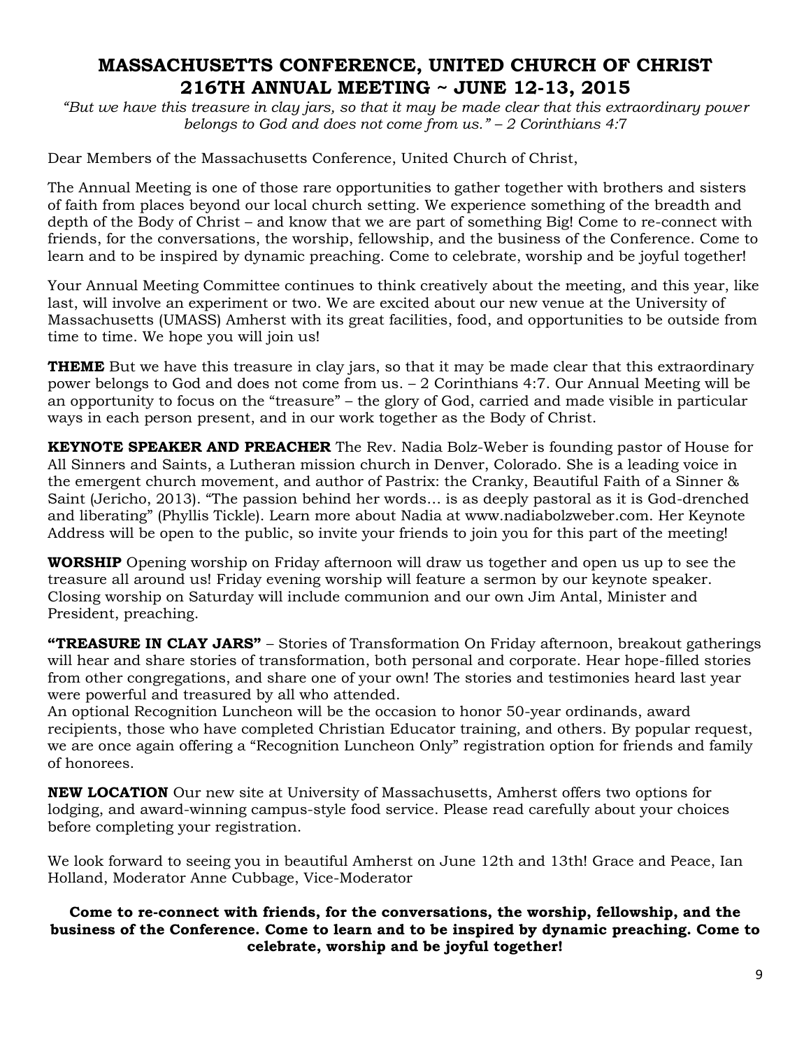# MASSACHUSETTS CONFERENCE, UNITED CHURCH OF CHRIST
# 216TH ANNUAL MEETING ~ JUNE 12-13, 2015

*"But we have this treasure in clay jars, so that it may be made clear that this extraordinary power belongs to God and does not come from us." – 2 Corinthians 4:7*

Dear Members of the Massachusetts Conference, United Church of Christ,

The Annual Meeting is one of those rare opportunities to gather together with brothers and sisters of faith from places beyond our local church setting. We experience something of the breadth and depth of the Body of Christ – and know that we are part of something Big! Come to re-connect with friends, for the conversations, the worship, fellowship, and the business of the Conference. Come to learn and to be inspired by dynamic preaching. Come to celebrate, worship and be joyful together!

Your Annual Meeting Committee continues to think creatively about the meeting, and this year, like last, will involve an experiment or two. We are excited about our new venue at the University of Massachusetts (UMASS) Amherst with its great facilities, food, and opportunities to be outside from time to time. We hope you will join us!

**THEME** But we have this treasure in clay jars, so that it may be made clear that this extraordinary power belongs to God and does not come from us. – 2 Corinthians 4:7. Our Annual Meeting will be an opportunity to focus on the "treasure" – the glory of God, carried and made visible in particular ways in each person present, and in our work together as the Body of Christ.

**KEYNOTE SPEAKER AND PREACHER** The Rev. Nadia Bolz-Weber is founding pastor of House for All Sinners and Saints, a Lutheran mission church in Denver, Colorado. She is a leading voice in the emergent church movement, and author of Pastrix: the Cranky, Beautiful Faith of a Sinner & Saint (Jericho, 2013). "The passion behind her words… is as deeply pastoral as it is God-drenched and liberating" (Phyllis Tickle). Learn more about Nadia at www.nadiabolzweber.com. Her Keynote Address will be open to the public, so invite your friends to join you for this part of the meeting!

**WORSHIP** Opening worship on Friday afternoon will draw us together and open us up to see the treasure all around us! Friday evening worship will feature a sermon by our keynote speaker. Closing worship on Saturday will include communion and our own Jim Antal, Minister and President, preaching.

**"TREASURE IN CLAY JARS"** – Stories of Transformation On Friday afternoon, breakout gatherings will hear and share stories of transformation, both personal and corporate. Hear hope-filled stories from other congregations, and share one of your own! The stories and testimonies heard last year were powerful and treasured by all who attended.
An optional Recognition Luncheon will be the occasion to honor 50-year ordinands, award recipients, those who have completed Christian Educator training, and others. By popular request, we are once again offering a "Recognition Luncheon Only" registration option for friends and family of honorees.

**NEW LOCATION** Our new site at University of Massachusetts, Amherst offers two options for lodging, and award-winning campus-style food service. Please read carefully about your choices before completing your registration.

We look forward to seeing you in beautiful Amherst on June 12th and 13th! Grace and Peace, Ian Holland, Moderator Anne Cubbage, Vice-Moderator

**Come to re-connect with friends, for the conversations, the worship, fellowship, and the business of the Conference. Come to learn and to be inspired by dynamic preaching. Come to celebrate, worship and be joyful together!**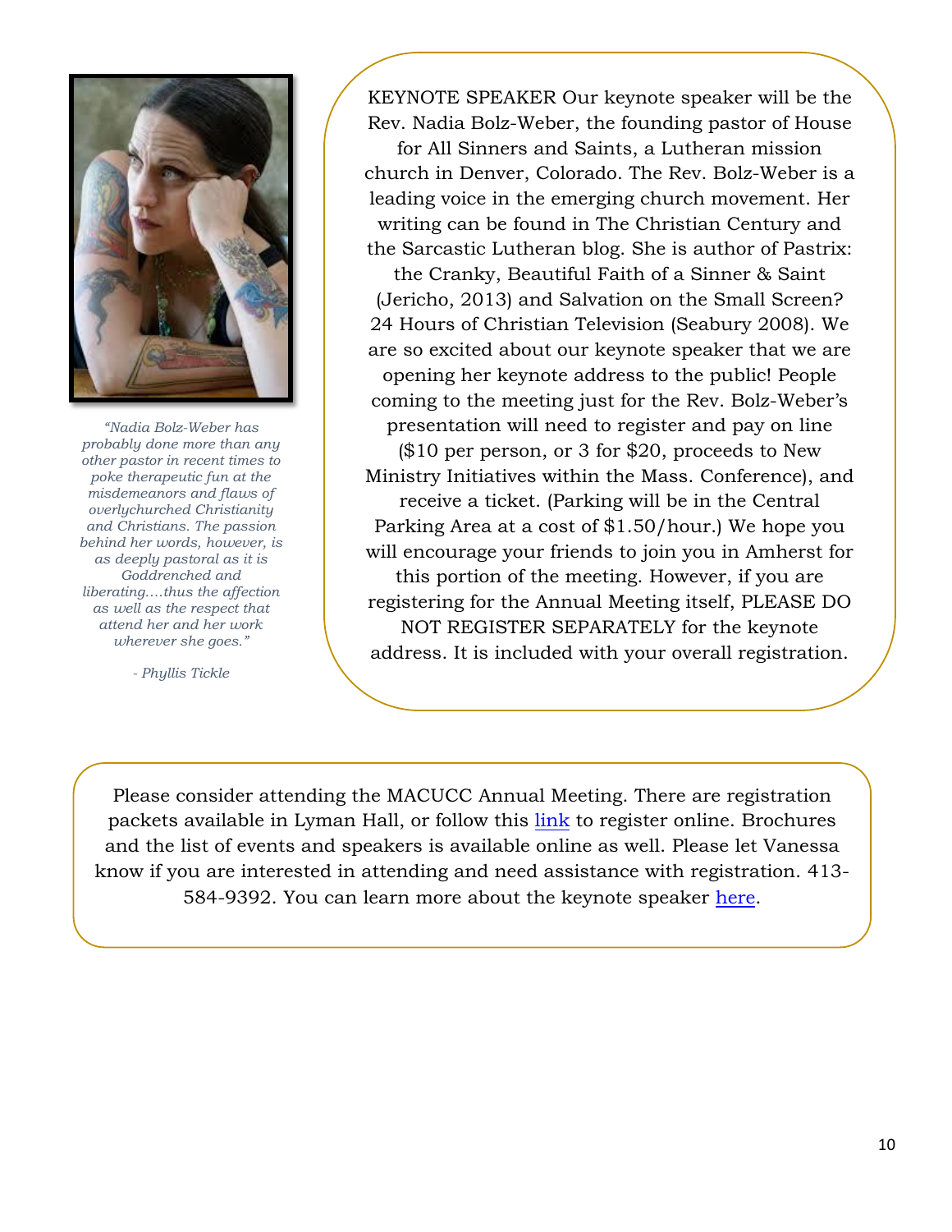*"Nadia Bolz-Weber has probably done more than any other pastor in recent times to poke therapeutic fun at the misdemeanors and flaws of overlychurched Christianity and Christians. The passion behind her words, however, is as deeply pastoral as it is Goddrenched and liberating....thus the affection as well as the respect that attend her and her work wherever she goes."*

*- Phyllis Tickle*

KEYNOTE SPEAKER Our keynote speaker will be the Rev. Nadia Bolz-Weber, the founding pastor of House for All Sinners and Saints, a Lutheran mission church in Denver, Colorado. The Rev. Bolz-Weber is a leading voice in the emerging church movement. Her writing can be found in The Christian Century and the Sarcastic Lutheran blog. She is author of Pastrix: the Cranky, Beautiful Faith of a Sinner & Saint (Jericho, 2013) and Salvation on the Small Screen? 24 Hours of Christian Television (Seabury 2008). We are so excited about our keynote speaker that we are opening her keynote address to the public! People coming to the meeting just for the Rev. Bolz-Weber's presentation will need to register and pay on line ($10 per person, or 3 for $20, proceeds to New Ministry Initiatives within the Mass. Conference), and receive a ticket. (Parking will be in the Central Parking Area at a cost of $1.50/hour.) We hope you will encourage your friends to join you in Amherst for this portion of the meeting. However, if you are registering for the Annual Meeting itself, PLEASE DO NOT REGISTER SEPARATELY for the keynote address. It is included with your overall registration.

Please consider attending the MACUCC Annual Meeting. There are registration packets available in Lyman Hall, or follow this link to register online. Brochures and the list of events and speakers is available online as well. Please let Vanessa know if you are interested in attending and need assistance with registration. 413-584-9392. You can learn more about the keynote speaker here.